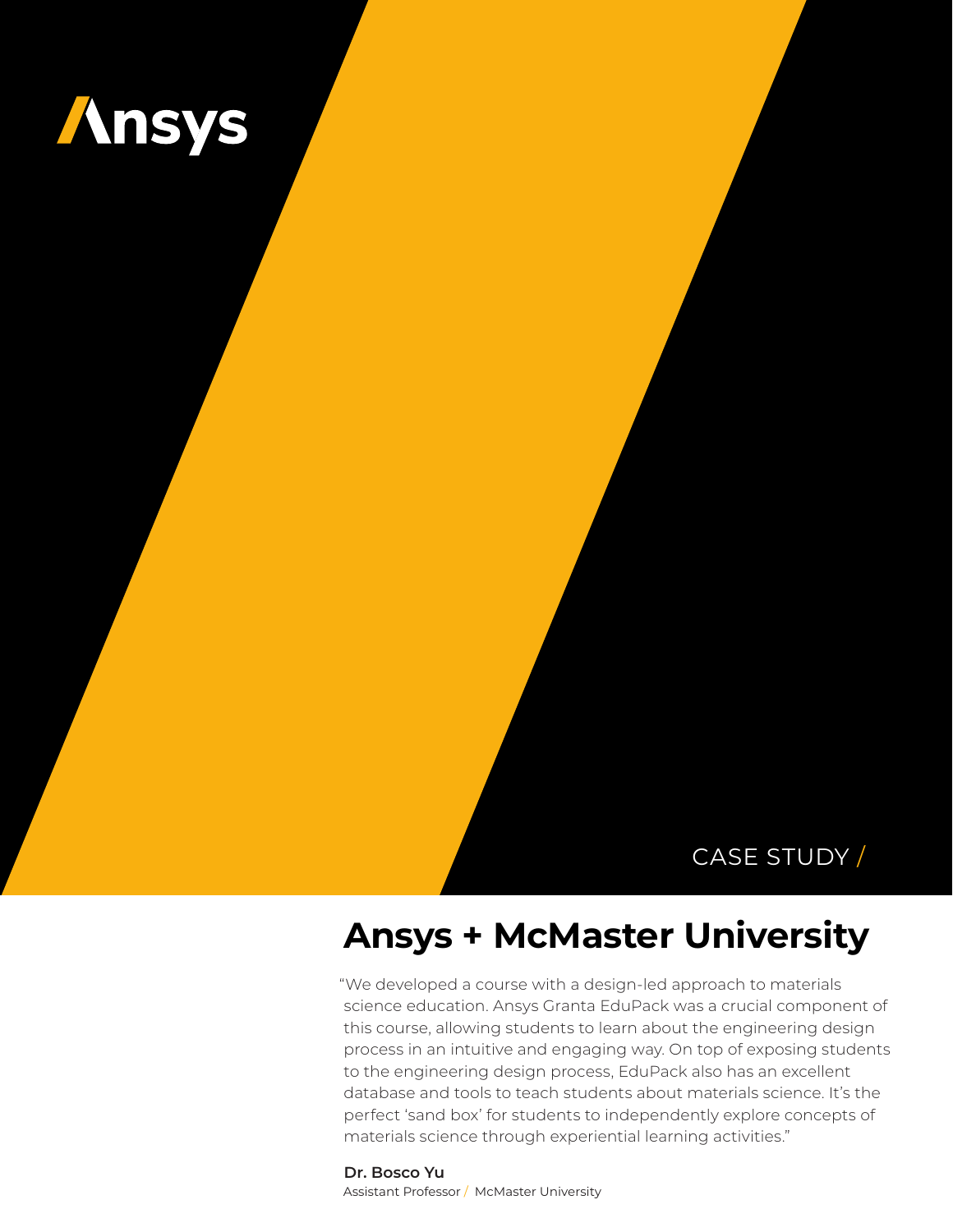Ansys

CASE STUDY /

# Ansys + McMaster University

"We developed a course with a design-led approach to materials science education. Ansys Granta EduPack was a crucial component of this course, allowing students to learn about the engineering design process in an intuitive and engaging way. On top of exposing students to the engineering design process, EduPack also has an excellent database and tools to teach students about materials science. It's the perfect 'sand box' for students to independently explore concepts of materials science through experiential learning activities."

**Dr. Bosco Yu**
Assistant Professor / McMaster University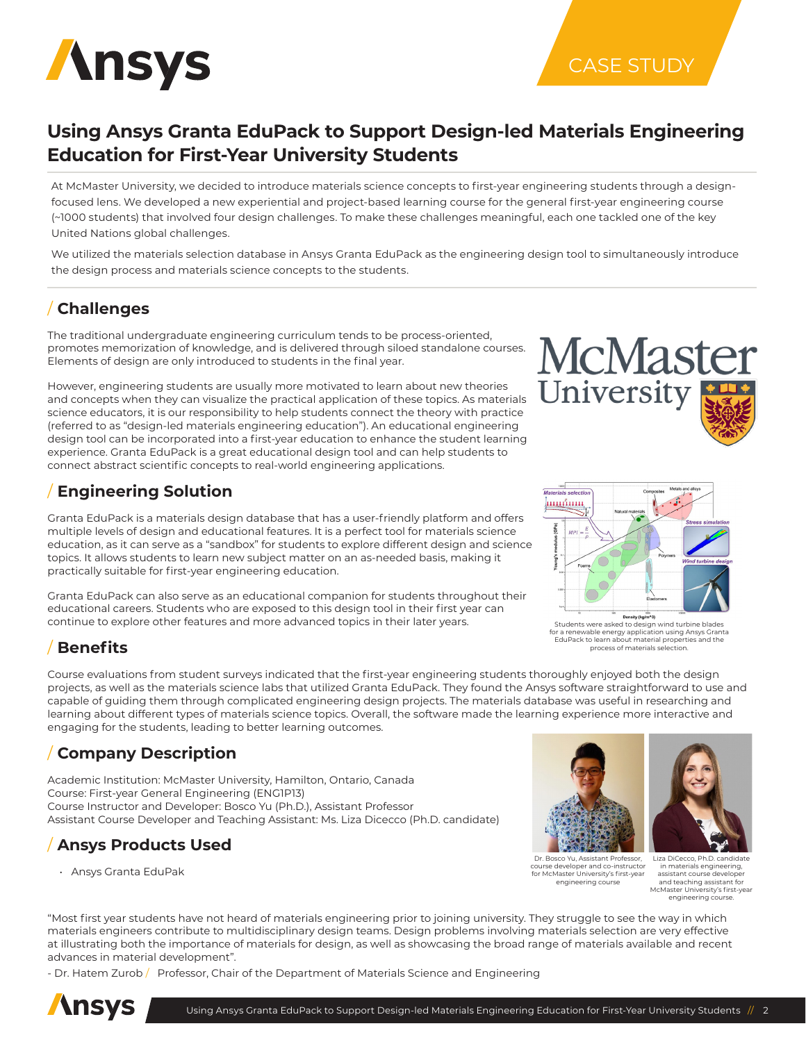CASE STUDY

# Using Ansys Granta EduPack to Support Design-led Materials Engineering Education for First-Year University Students

At McMaster University, we decided to introduce materials science concepts to first-year engineering students through a design-focused lens. We developed a new experiential and project-based learning course for the general first-year engineering course (~1000 students) that involved four design challenges. To make these challenges meaningful, each one tackled one of the key United Nations global challenges.

We utilized the materials selection database in Ansys Granta EduPack as the engineering design tool to simultaneously introduce the design process and materials science concepts to the students.

## / Challenges

The traditional undergraduate engineering curriculum tends to be process-oriented, promotes memorization of knowledge, and is delivered through siloed standalone courses. Elements of design are only introduced to students in the final year.

However, engineering students are usually more motivated to learn about new theories and concepts when they can visualize the practical application of these topics. As materials science educators, it is our responsibility to help students connect the theory with practice (referred to as "design-led materials engineering education"). An educational engineering design tool can be incorporated into a first-year education to enhance the student learning experience. Granta EduPack is a great educational design tool and can help students to connect abstract scientific concepts to real-world engineering applications.

## / Engineering Solution

Granta EduPack is a materials design database that has a user-friendly platform and offers multiple levels of design and educational features. It is a perfect tool for materials science education, as it can serve as a "sandbox" for students to explore different design and science topics. It allows students to learn new subject matter on an as-needed basis, making it practically suitable for first-year engineering education.

Granta EduPack can also serve as an educational companion for students throughout their educational careers. Students who are exposed to this design tool in their first year can continue to explore other features and more advanced topics in their later years.

Materials selection
$MPI = \frac{E}{\rho}$
Composites
Metals and alloys
Natural materials
Stress simulation
Wind turbine design
Polymers
Foams
Elastomers
Young's modulus (GPa)
Density (kg/m^3)

Students were asked to design wind turbine blades for a renewable energy application using Ansys Granta EduPack to learn about material properties and the process of materials selection.

## / Benefits

Course evaluations from student surveys indicated that the first-year engineering students thoroughly enjoyed both the design projects, as well as the materials science labs that utilized Granta EduPack. They found the Ansys software straightforward to use and capable of guiding them through complicated engineering design projects. The materials database was useful in researching and learning about different types of materials science topics. Overall, the software made the learning experience more interactive and engaging for the students, leading to better learning outcomes.

## / Company Description

Academic Institution: McMaster University, Hamilton, Ontario, Canada
Course: First-year General Engineering (ENG1P13)
Course Instructor and Developer: Bosco Yu (Ph.D.), Assistant Professor
Assistant Course Developer and Teaching Assistant: Ms. Liza Dicecco (Ph.D. candidate)

Dr. Bosco Yu, Assistant Professor, course developer and co-instructor for McMaster University's first-year engineering course

Liza DiCecco, Ph.D. candidate in materials engineering, assistant course developer and teaching assistant for McMaster University's first-year engineering course.

## / Ansys Products Used

- Ansys Granta EduPak

"Most first year students have not heard of materials engineering prior to joining university. They struggle to see the way in which materials engineers contribute to multidisciplinary design teams. Design problems involving materials selection are very effective at illustrating both the importance of materials for design, as well as showcasing the broad range of materials available and recent advances in material development".

\- Dr. Hatem Zurob / Professor, Chair of the Department of Materials Science and Engineering